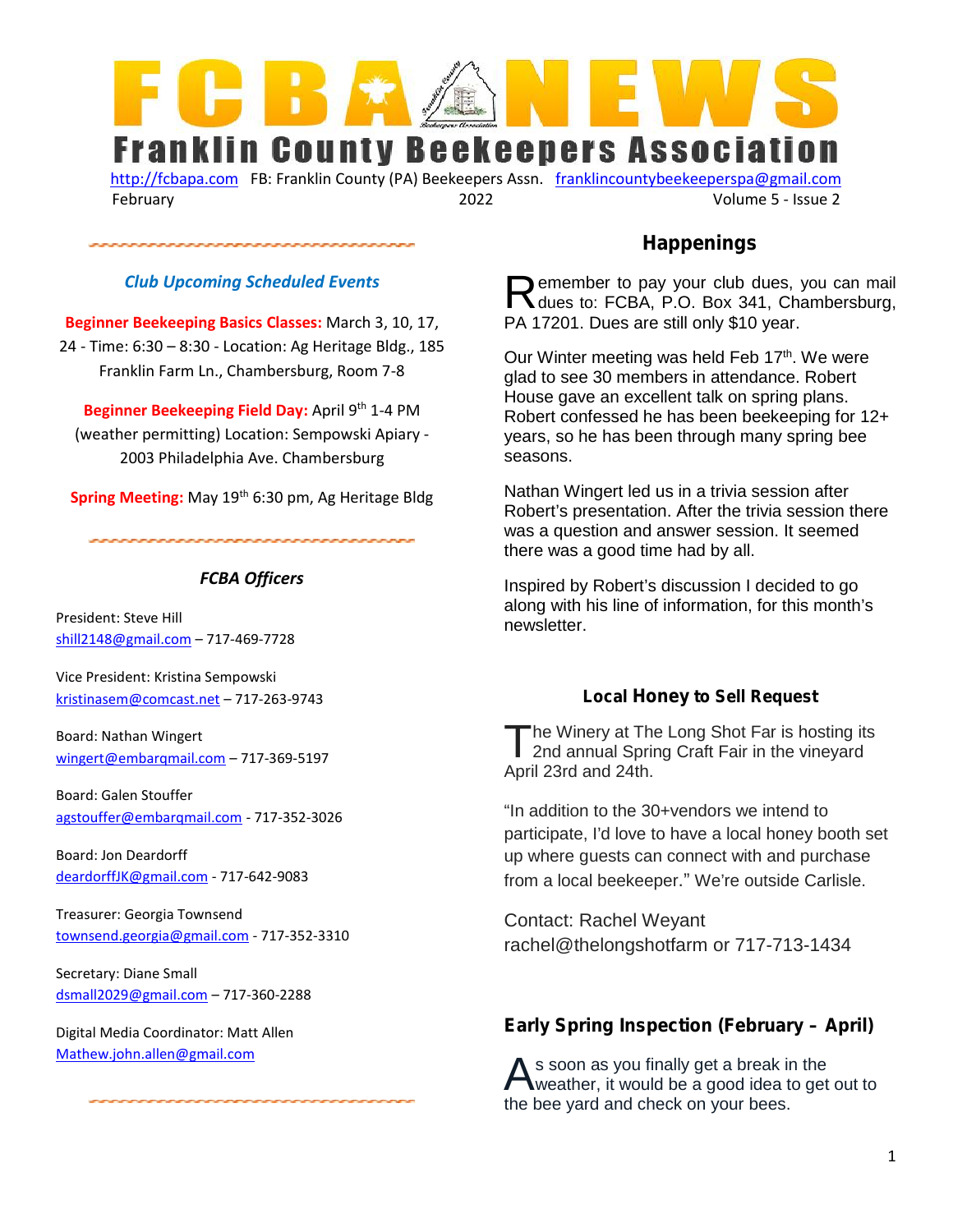# FCBA NEWS

## Franklin County Beekeepers Association

http://fcbapa.com FB: Franklin County (PA) Beekeepers Assn. franklincountybeekeeperspa@gmail.com

February 2022 Volume 5 - Issue 2

### *Club Upcoming Scheduled Events*

**Beginner Beekeeping Basics Classes:** March 3, 10, 17, 24 - Time: 6:30 – 8:30 - Location: Ag Heritage Bldg., 185 Franklin Farm Ln., Chambersburg, Room 7-8

**Beginner Beekeeping Field Day:** April 9th 1-4 PM (weather permitting) Location: Sempowski Apiary - 2003 Philadelphia Ave. Chambersburg

**Spring Meeting:** May 19th 6:30 pm, Ag Heritage Bldg

### *FCBA Officers*

President: Steve Hill
shill2148@gmail.com – 717-469-7728

Vice President: Kristina Sempowski
kristinasem@comcast.net – 717-263-9743

Board: Nathan Wingert
wingert@embarqmail.com – 717-369-5197

Board: Galen Stouffer
agstouffer@embarqmail.com - 717-352-3026

Board: Jon Deardorff
deardorffJK@gmail.com - 717-642-9083

Treasurer: Georgia Townsend
townsend.georgia@gmail.com - 717-352-3310

Secretary: Diane Small
dsmall2029@gmail.com – 717-360-2288

Digital Media Coordinator: Matt Allen
Mathew.john.allen@gmail.com

## Happenings

Remember to pay your club dues, you can mail dues to: FCBA, P.O. Box 341, Chambersburg, PA 17201. Dues are still only $10 year.

Our Winter meeting was held Feb 17th. We were glad to see 30 members in attendance. Robert House gave an excellent talk on spring plans. Robert confessed he has been beekeeping for 12+ years, so he has been through many spring bee seasons.

Nathan Wingert led us in a trivia session after Robert's presentation. After the trivia session there was a question and answer session. It seemed there was a good time had by all.

Inspired by Robert's discussion I decided to go along with his line of information, for this month's newsletter.

### Local Honey to Sell Request

The Winery at The Long Shot Far is hosting its 2nd annual Spring Craft Fair in the vineyard April 23rd and 24th.

"In addition to the 30+vendors we intend to participate, I'd love to have a local honey booth set up where guests can connect with and purchase from a local beekeeper." We're outside Carlisle.

Contact: Rachel Weyant
rachel@thelongshotfarm or 717-713-1434

### Early Spring Inspection (February – April)

As soon as you finally get a break in the weather, it would be a good idea to get out to the bee yard and check on your bees.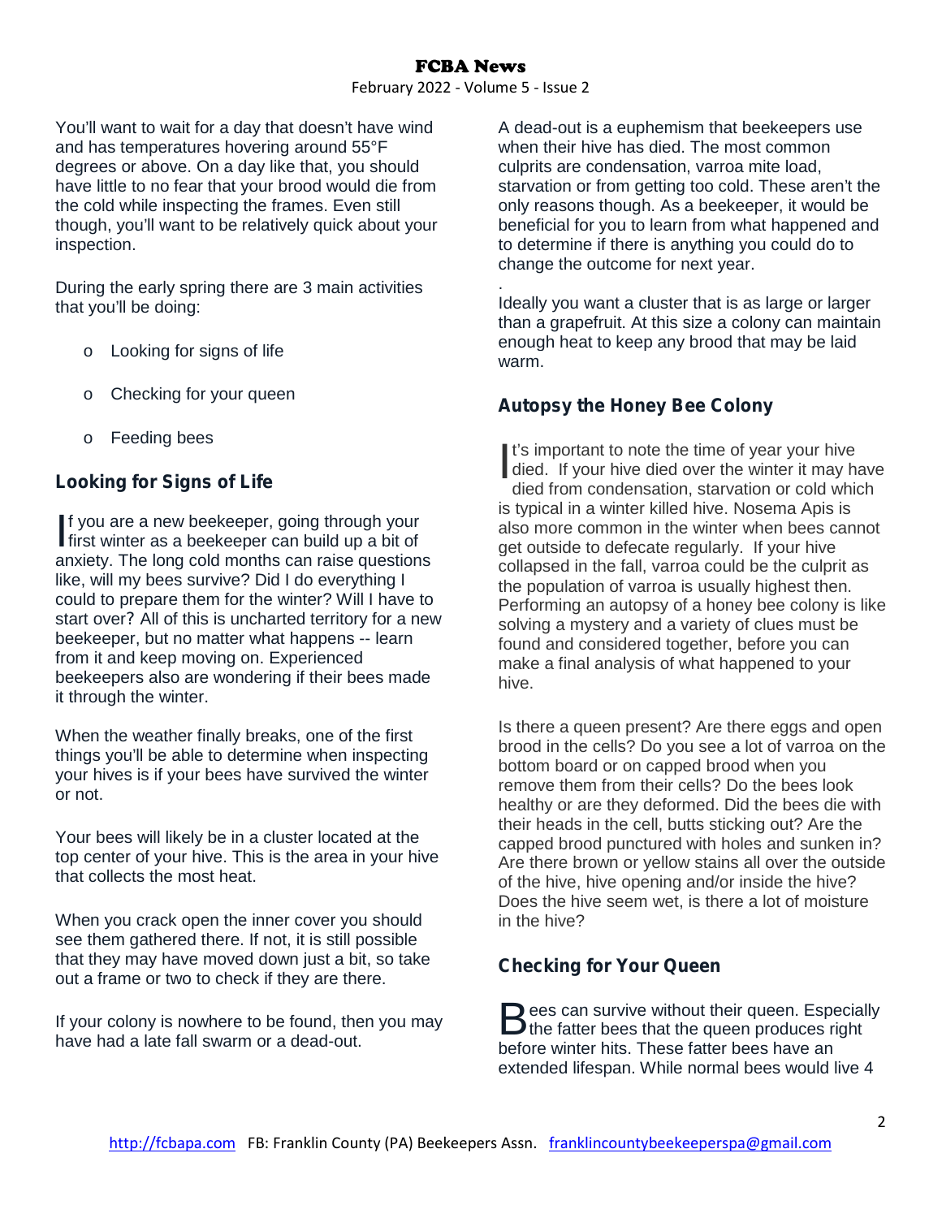You'll want to wait for a day that doesn't have wind and has temperatures hovering around 55°F degrees or above. On a day like that, you should have little to no fear that your brood would die from the cold while inspecting the frames. Even still though, you'll want to be relatively quick about your inspection.

During the early spring there are 3 main activities that you'll be doing:

- Looking for signs of life
- Checking for your queen
- Feeding bees

## Looking for Signs of Life

If you are a new beekeeper, going through your first winter as a beekeeper can build up a bit of anxiety. The long cold months can raise questions like, will my bees survive? Did I do everything I could to prepare them for the winter? Will I have to start over? All of this is uncharted territory for a new beekeeper, but no matter what happens -- learn from it and keep moving on. Experienced beekeepers also are wondering if their bees made it through the winter.

When the weather finally breaks, one of the first things you'll be able to determine when inspecting your hives is if your bees have survived the winter or not.

Your bees will likely be in a cluster located at the top center of your hive. This is the area in your hive that collects the most heat.

When you crack open the inner cover you should see them gathered there. If not, it is still possible that they may have moved down just a bit, so take out a frame or two to check if they are there.

If your colony is nowhere to be found, then you may have had a late fall swarm or a dead-out.

A dead-out is a euphemism that beekeepers use when their hive has died. The most common culprits are condensation, varroa mite load, starvation or from getting too cold. These aren't the only reasons though. As a beekeeper, it would be beneficial for you to learn from what happened and to determine if there is anything you could do to change the outcome for next year.

.

Ideally you want a cluster that is as large or larger than a grapefruit. At this size a colony can maintain enough heat to keep any brood that may be laid warm.

## Autopsy the Honey Bee Colony

It's important to note the time of year your hive died. If your hive died over the winter it may have died from condensation, starvation or cold which is typical in a winter killed hive. Nosema Apis is also more common in the winter when bees cannot get outside to defecate regularly. If your hive collapsed in the fall, varroa could be the culprit as the population of varroa is usually highest then. Performing an autopsy of a honey bee colony is like solving a mystery and a variety of clues must be found and considered together, before you can make a final analysis of what happened to your hive.

Is there a queen present? Are there eggs and open brood in the cells? Do you see a lot of varroa on the bottom board or on capped brood when you remove them from their cells? Do the bees look healthy or are they deformed. Did the bees die with their heads in the cell, butts sticking out? Are the capped brood punctured with holes and sunken in? Are there brown or yellow stains all over the outside of the hive, hive opening and/or inside the hive? Does the hive seem wet, is there a lot of moisture in the hive?

## Checking for Your Queen

Bees can survive without their queen. Especially the fatter bees that the queen produces right before winter hits. These fatter bees have an extended lifespan. While normal bees would live 4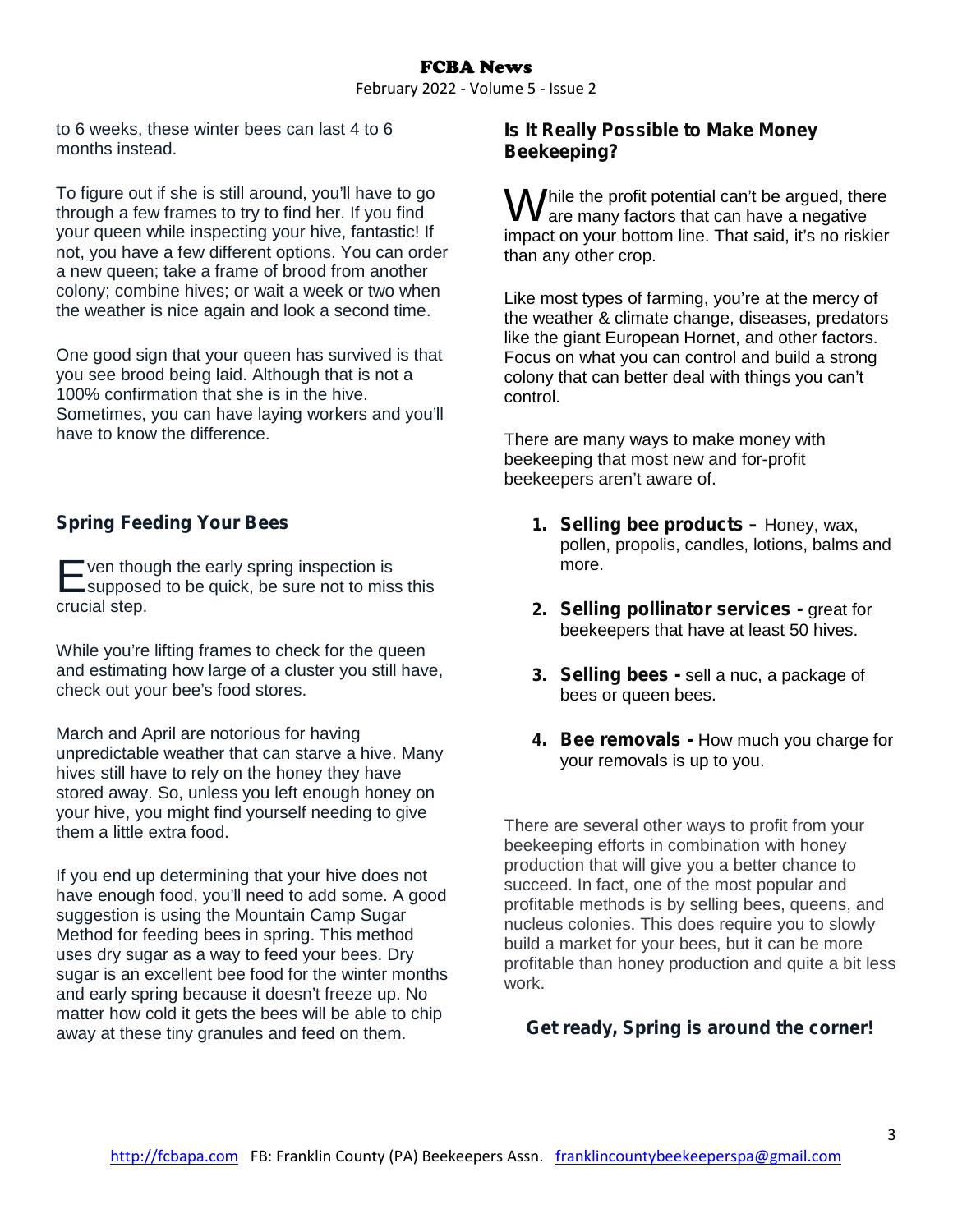to 6 weeks, these winter bees can last 4 to 6 months instead.

To figure out if she is still around, you'll have to go through a few frames to try to find her. If you find your queen while inspecting your hive, fantastic! If not, you have a few different options. You can order a new queen; take a frame of brood from another colony; combine hives; or wait a week or two when the weather is nice again and look a second time.

One good sign that your queen has survived is that you see brood being laid. Although that is not a 100% confirmation that she is in the hive. Sometimes, you can have laying workers and you'll have to know the difference.

## Spring Feeding Your Bees

Even though the early spring inspection is supposed to be quick, be sure not to miss this crucial step.

While you're lifting frames to check for the queen and estimating how large of a cluster you still have, check out your bee's food stores.

March and April are notorious for having unpredictable weather that can starve a hive. Many hives still have to rely on the honey they have stored away. So, unless you left enough honey on your hive, you might find yourself needing to give them a little extra food.

If you end up determining that your hive does not have enough food, you'll need to add some. A good suggestion is using the Mountain Camp Sugar Method for feeding bees in spring. This method uses dry sugar as a way to feed your bees. Dry sugar is an excellent bee food for the winter months and early spring because it doesn't freeze up. No matter how cold it gets the bees will be able to chip away at these tiny granules and feed on them.

## Is It Really Possible to Make Money Beekeeping?

While the profit potential can't be argued, there are many factors that can have a negative impact on your bottom line. That said, it's no riskier than any other crop.

Like most types of farming, you're at the mercy of the weather & climate change, diseases, predators like the giant European Hornet, and other factors. Focus on what you can control and build a strong colony that can better deal with things you can't control.

There are many ways to make money with beekeeping that most new and for-profit beekeepers aren't aware of.

1. **Selling bee products –** Honey, wax, pollen, propolis, candles, lotions, balms and more.
2. **Selling pollinator services -** great for beekeepers that have at least 50 hives.
3. **Selling bees -** sell a nuc, a package of bees or queen bees.
4. **Bee removals -** How much you charge for your removals is up to you.

There are several other ways to profit from your beekeeping efforts in combination with honey production that will give you a better chance to succeed. In fact, one of the most popular and profitable methods is by selling bees, queens, and nucleus colonies. This does require you to slowly build a market for your bees, but it can be more profitable than honey production and quite a bit less work.

**Get ready, Spring is around the corner!**

http://fcbapa.com FB: Franklin County (PA) Beekeepers Assn. franklincountybeekeeperspa@gmail.com